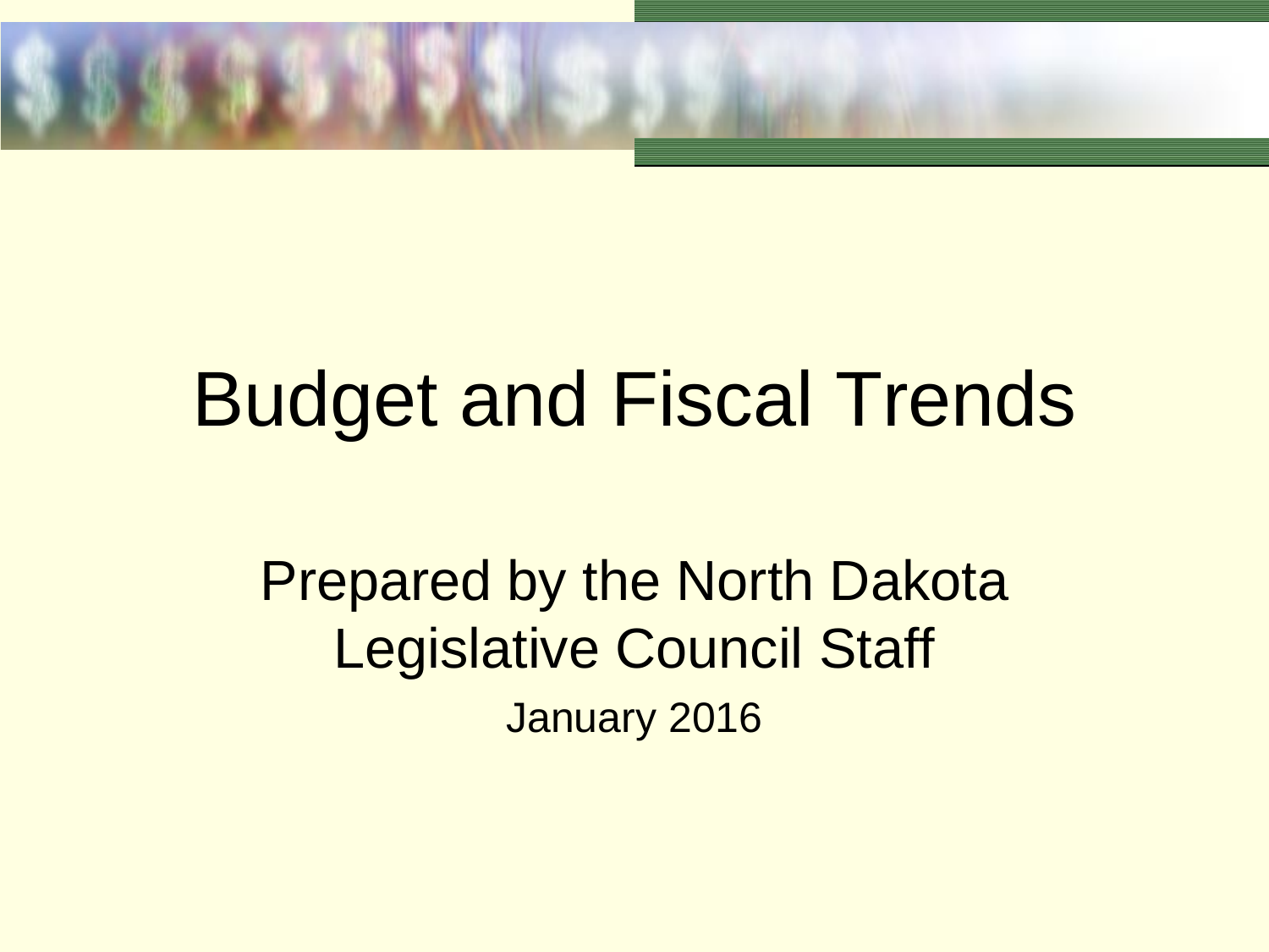# Budget and Fiscal Trends

Prepared by the North Dakota Legislative Council Staff

January 2016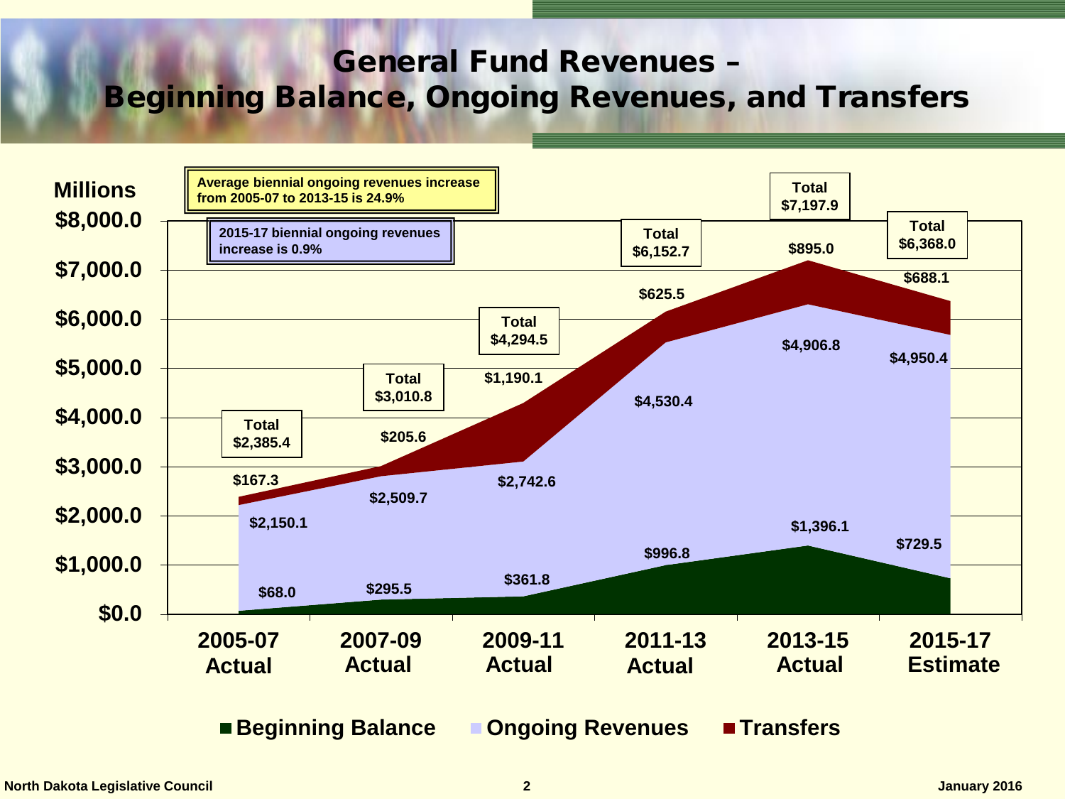# General Fund Revenues – Beginning Balance, Ongoing Revenues, and Transfers

Millions

Average biennial ongoing revenues increase from 2005-07 to 2013-15 is 24.9%

2015-17 biennial ongoing revenues increase is 0.9%

| Biennium | Beginning Balance | Ongoing Revenues | Transfers | Total |
|---|---|---|---|---|
| 2005-07 Actual | $68.0 | $2,150.1 | $167.3 | $2,385.4 |
| 2007-09 Actual | $295.5 | $2,509.7 | $205.6 | $3,010.8 |
| 2009-11 Actual | $361.8 | $2,742.6 | $1,190.1 | $4,294.5 |
| 2011-13 Actual | $996.8 | $4,530.4 | $625.5 | $6,152.7 |
| 2013-15 Actual | $1,396.1 | $4,906.8 | $895.0 | $7,197.9 |
| 2015-17 Estimate | $729.5 | $4,950.4 | $688.1 | $6,368.0 |

North Dakota Legislative Council

January 2016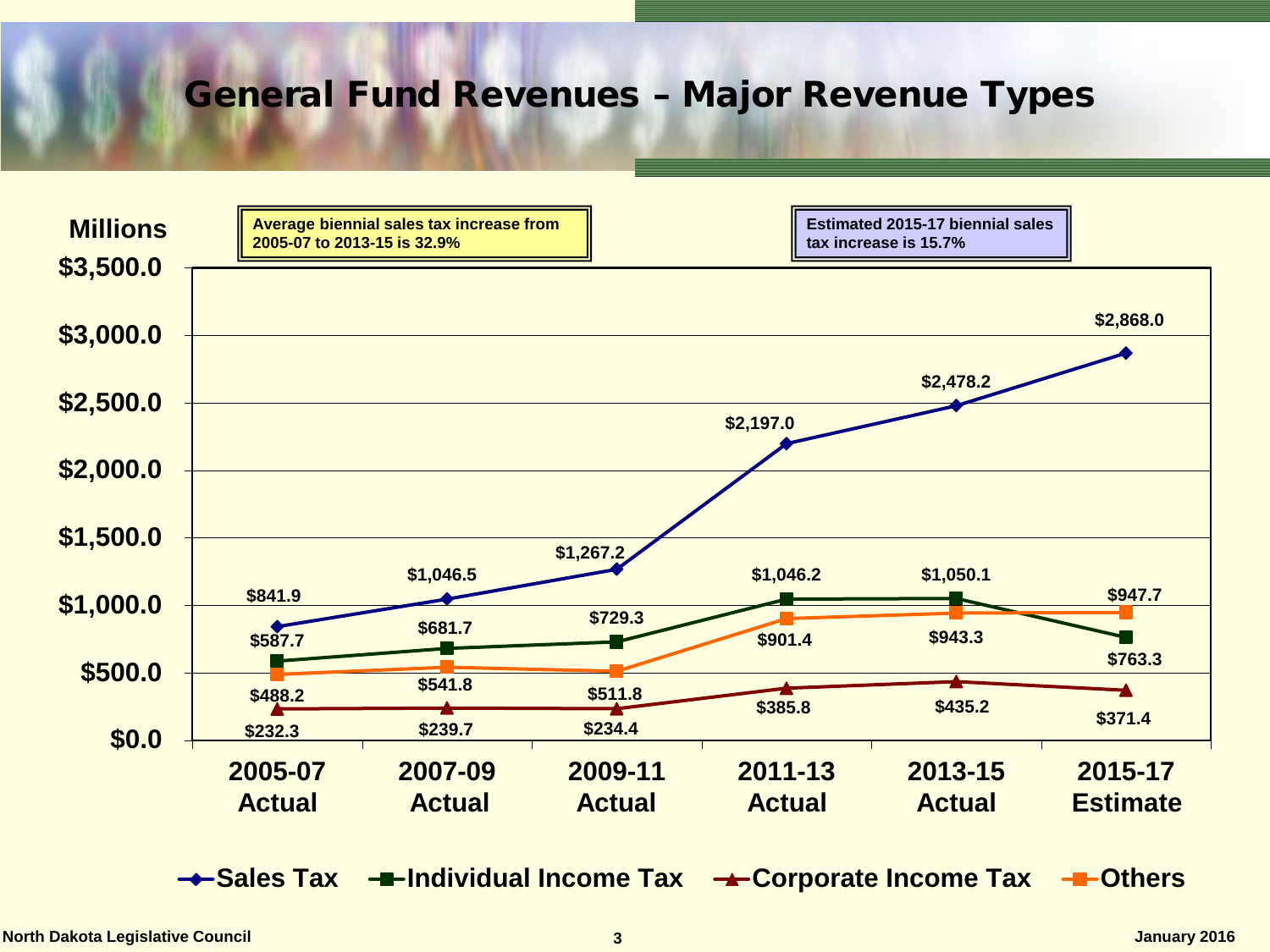# General Fund Revenues – Major Revenue Types

Average biennial sales tax increase from 2005-07 to 2013-15 is 32.9%

Estimated 2015-17 biennial sales tax increase is 15.7%

Millions

| Revenue Type | 2005-07 Actual | 2007-09 Actual | 2009-11 Actual | 2011-13 Actual | 2013-15 Actual | 2015-17 Estimate |
|---|---|---|---|---|---|---|
| Sales Tax | $841.9 | $1,046.5 | $1,267.2 | $2,197.0 | $2,478.2 | $2,868.0 |
| Individual Income Tax | $587.7 | $681.7 | $729.3 | $1,046.2 | $1,050.1 | $763.3 |
| Corporate Income Tax | $232.3 | $239.7 | $234.4 | $385.8 | $435.2 | $371.4 |
| Others | $488.2 | $541.8 | $511.8 | $901.4 | $943.3 | $947.7 |

North Dakota Legislative Council

January 2016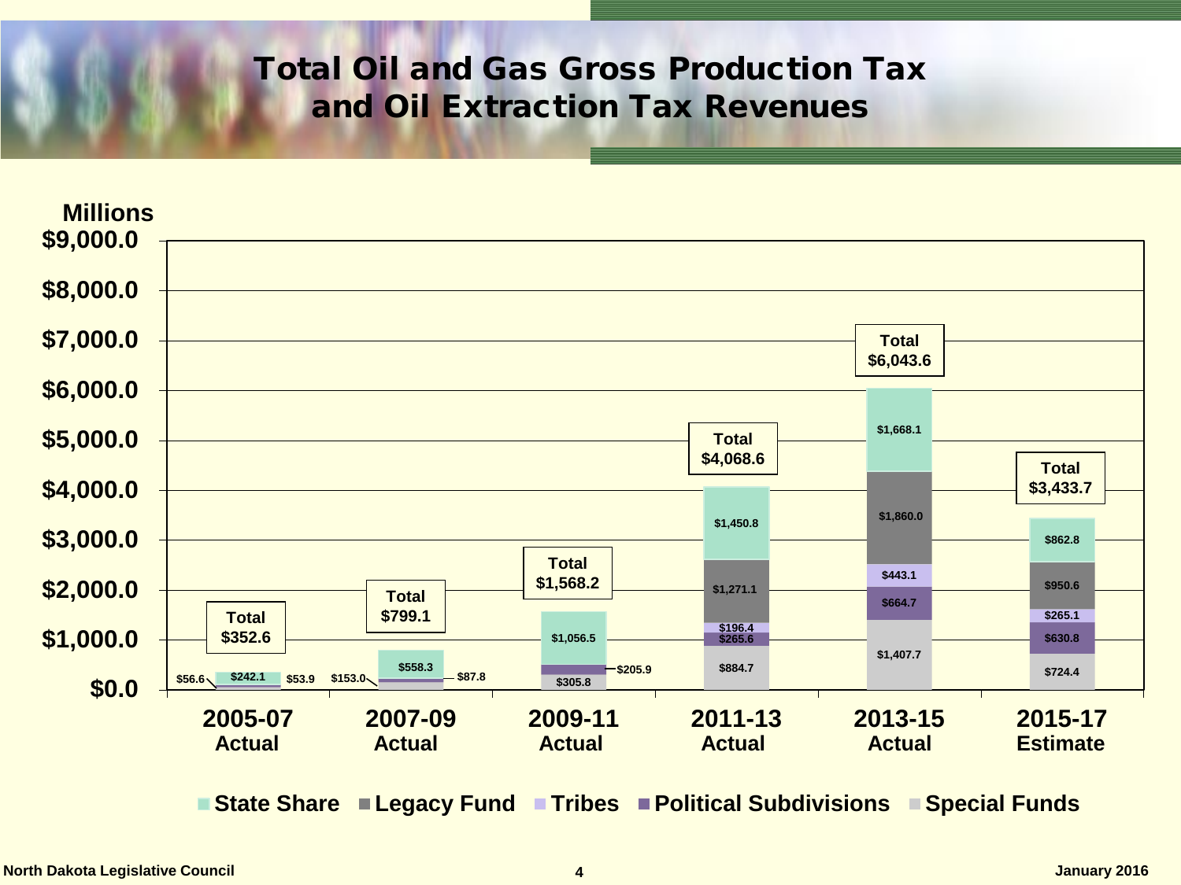# Total Oil and Gas Gross Production Tax and Oil Extraction Tax Revenues

(Millions)

| Biennium | State Share | Legacy Fund | Tribes | Political Subdivisions | Special Funds | Total |
|---|---|---|---|---|---|---|
| 2005-07 Actual | $242.1 | | | $53.9 | $56.6 | $352.6 |
| 2007-09 Actual | $558.3 | | | $87.8 | $153.0 | $799.1 |
| 2009-11 Actual | $1,056.5 | | | $205.9 | $305.8 | $1,568.2 |
| 2011-13 Actual | $1,450.8 | $1,271.1 | $196.4 | $265.6 | $884.7 | $4,068.6 |
| 2013-15 Actual | $1,668.1 | $1,860.0 | $443.1 | $664.7 | $1,407.7 | $6,043.6 |
| 2015-17 Estimate | $862.8 | $950.6 | $265.1 | $630.8 | $724.4 | $3,433.7 |

North Dakota Legislative Council

January 2016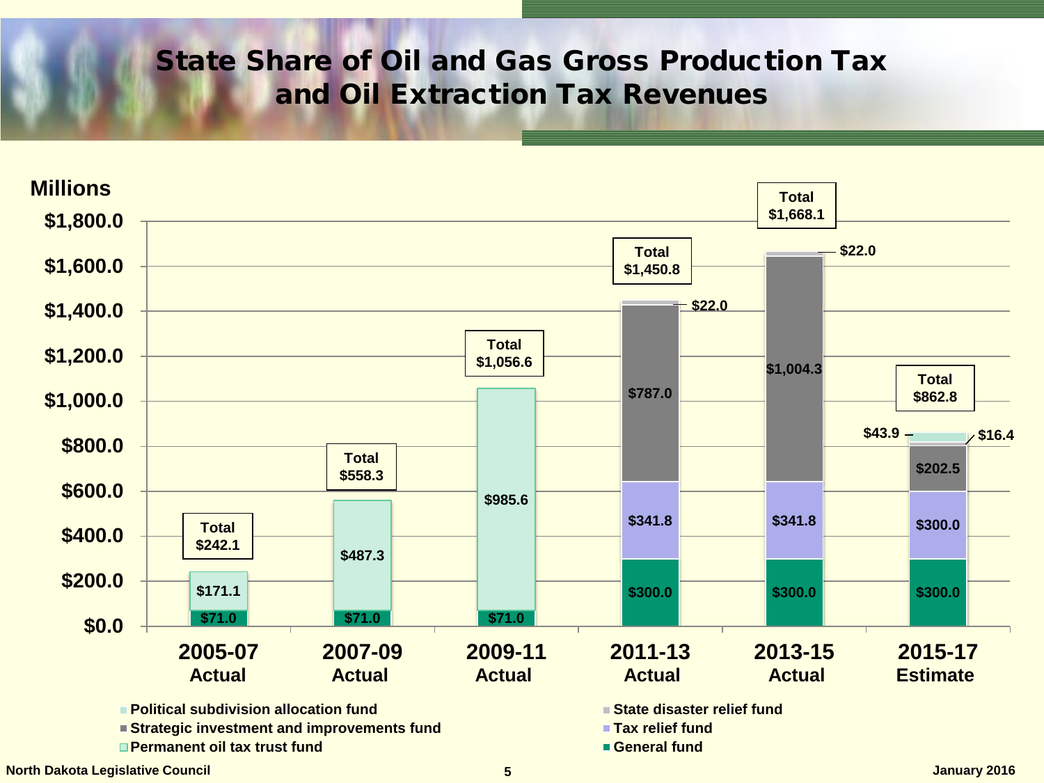# State Share of Oil and Gas Gross Production Tax and Oil Extraction Tax Revenues

Millions

| Fund | 2005-07 Actual | 2007-09 Actual | 2009-11 Actual | 2011-13 Actual | 2013-15 Actual | 2015-17 Estimate |
|---|---|---|---|---|---|---|
| General fund | $71.0 | $71.0 | $71.0 | $300.0 | $300.0 | $300.0 |
| Tax relief fund | | | | $341.8 | $341.8 | $300.0 |
| Strategic investment and improvements fund | | | | $787.0 | $1,004.3 | $202.5 |
| State disaster relief fund | | | | $22.0 | $22.0 | $16.4 |
| Political subdivision allocation fund | | | | | | $43.9 |
| Permanent oil tax trust fund | $171.1 | $487.3 | $985.6 | | | |
| Total | $242.1 | $558.3 | $1,056.6 | $1,450.8 | $1,668.1 | $862.8 |

North Dakota Legislative Council

January 2016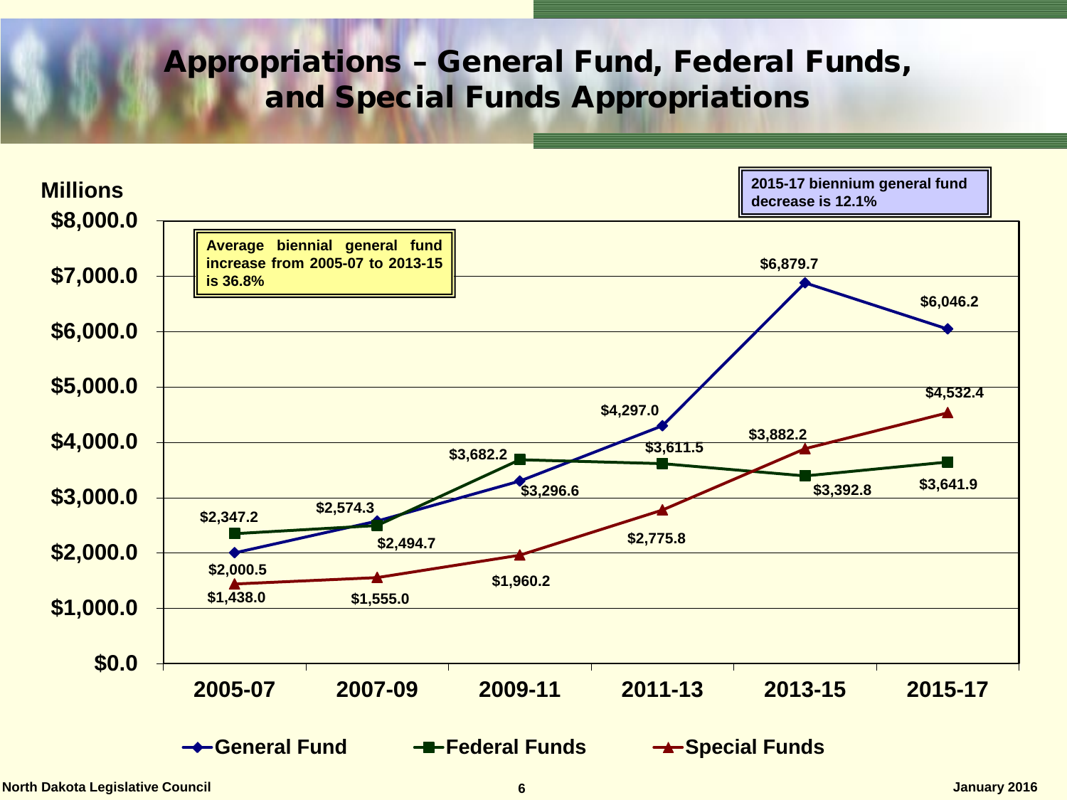# Appropriations – General Fund, Federal Funds, and Special Funds Appropriations

Millions

**Average biennial general fund increase from 2005-07 to 2013-15 is 36.8%**

**2015-17 biennium general fund decrease is 12.1%**

| Biennium | General Fund | Federal Funds | Special Funds |
|---|---|---|---|
| 2005-07 | $2,000.5 | $2,347.2 | $1,438.0 |
| 2007-09 | $2,574.3 | $2,494.7 | $1,555.0 |
| 2009-11 | $3,296.6 | $3,682.2 | $1,960.2 |
| 2011-13 | $4,297.0 | $3,611.5 | $2,775.8 |
| 2013-15 | $6,879.7 | $3,392.8 | $3,882.2 |
| 2015-17 | $6,046.2 | $3,641.9 | $4,532.4 |

North Dakota Legislative Council — January 2016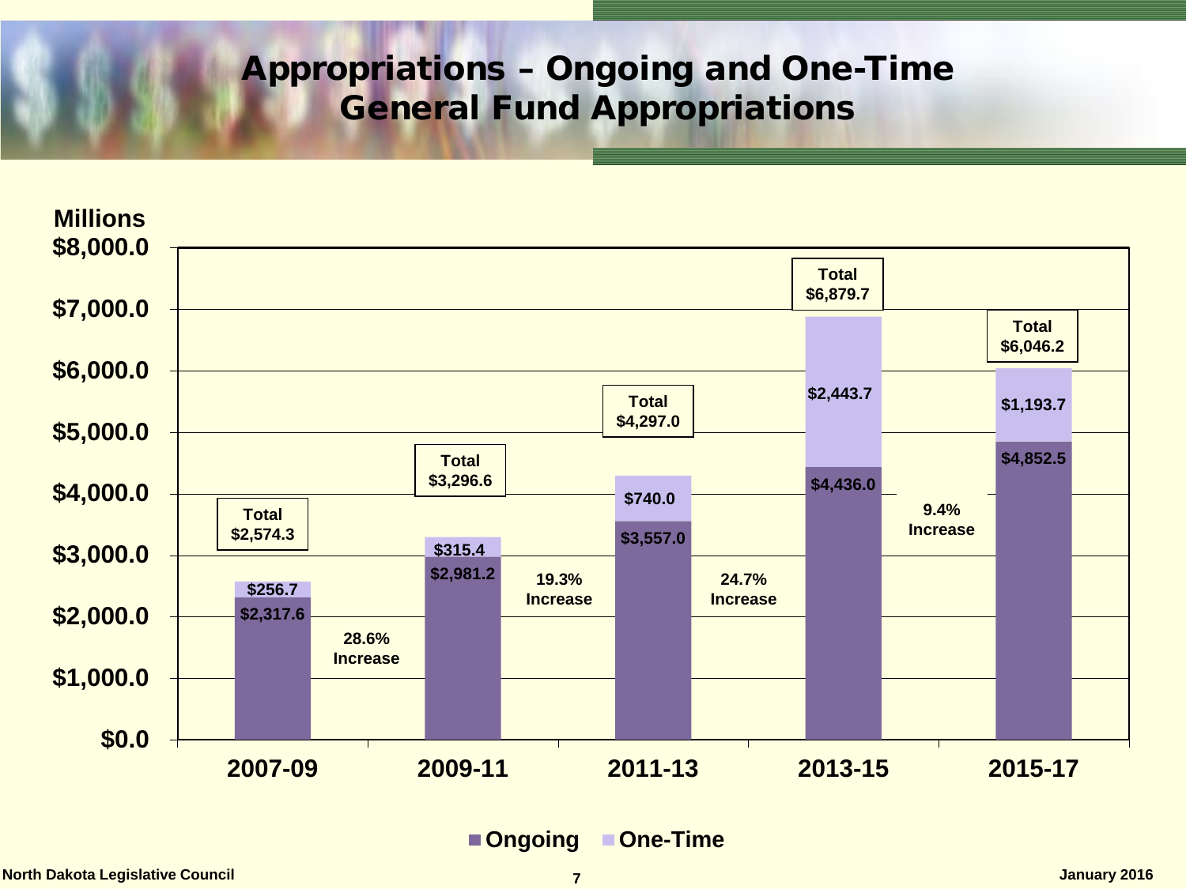# Appropriations – Ongoing and One-Time General Fund Appropriations

Millions

| Biennium | Ongoing | One-Time | Total | Increase |
|---|---|---|---|---|
| 2007-09 | $2,317.6 | $256.7 | $2,574.3 | |
| 2009-11 | $2,981.2 | $315.4 | $3,296.6 | 28.6% Increase |
| 2011-13 | $3,557.0 | $740.0 | $4,297.0 | 19.3% Increase |
| 2013-15 | $4,436.0 | $2,443.7 | $6,879.7 | 24.7% Increase |
| 2015-17 | $4,852.5 | $1,193.7 | $6,046.2 | 9.4% Increase |

North Dakota Legislative Council

January 2016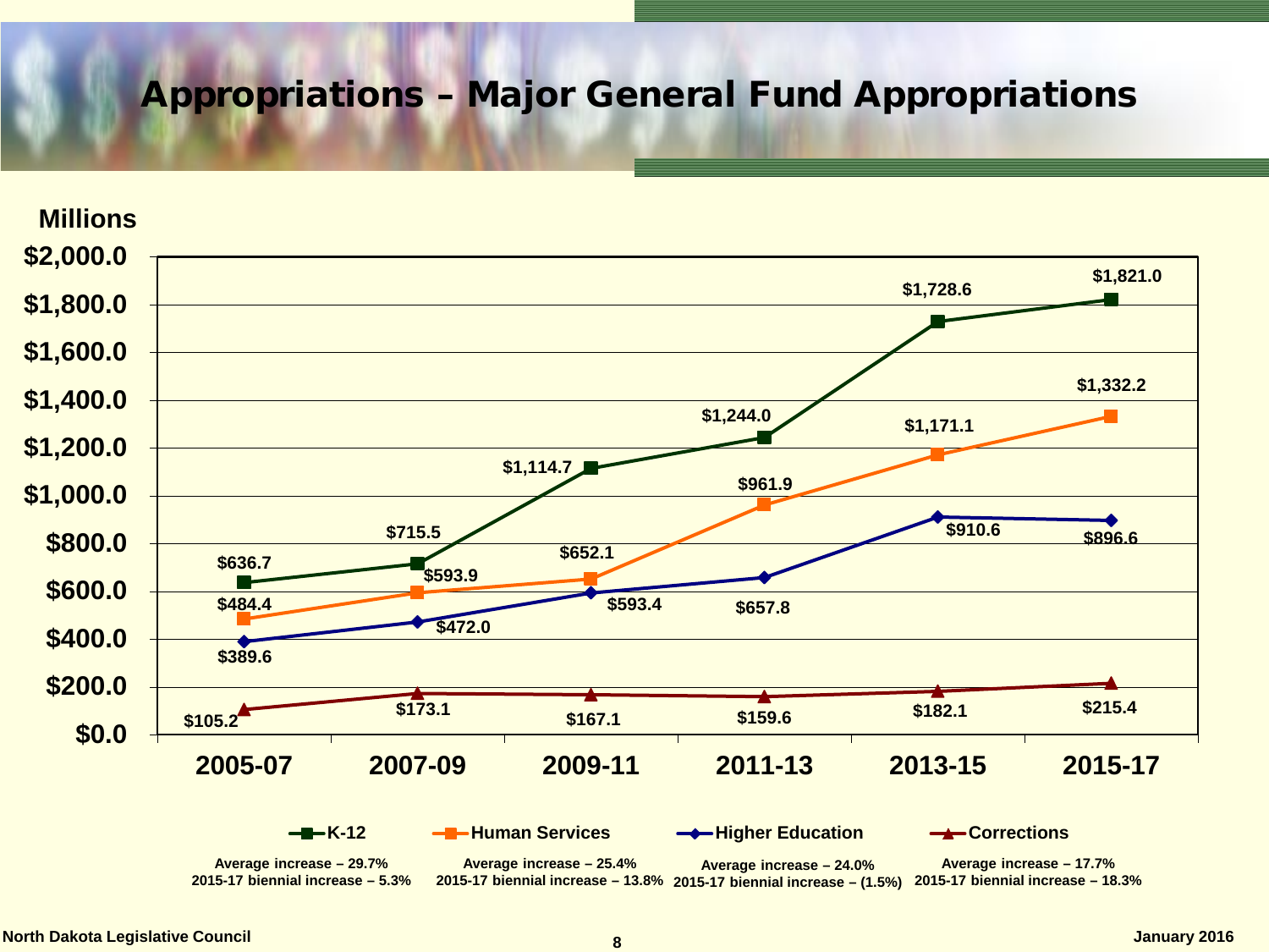# Appropriations – Major General Fund Appropriations

Millions

| | 2005-07 | 2007-09 | 2009-11 | 2011-13 | 2013-15 | 2015-17 |
|---|---|---|---|---|---|---|
| K-12 | $636.7 | $715.5 | $1,114.7 | $1,244.0 | $1,728.6 | $1,821.0 |
| Human Services | $484.4 | $593.9 | $652.1 | $961.9 | $1,171.1 | $1,332.2 |
| Higher Education | $389.6 | $472.0 | $593.4 | $657.8 | $910.6 | $896.6 |
| Corrections | $105.2 | $173.1 | $167.1 | $159.6 | $182.1 | $215.4 |

**K-12**
Average increase – 29.7%
2015-17 biennial increase – 5.3%

**Human Services**
Average increase – 25.4%
2015-17 biennial increase – 13.8%

**Higher Education**
Average increase – 24.0%
2015-17 biennial increase – (1.5%)

**Corrections**
Average increase – 17.7%
2015-17 biennial increase – 18.3%

North Dakota Legislative Council

January 2016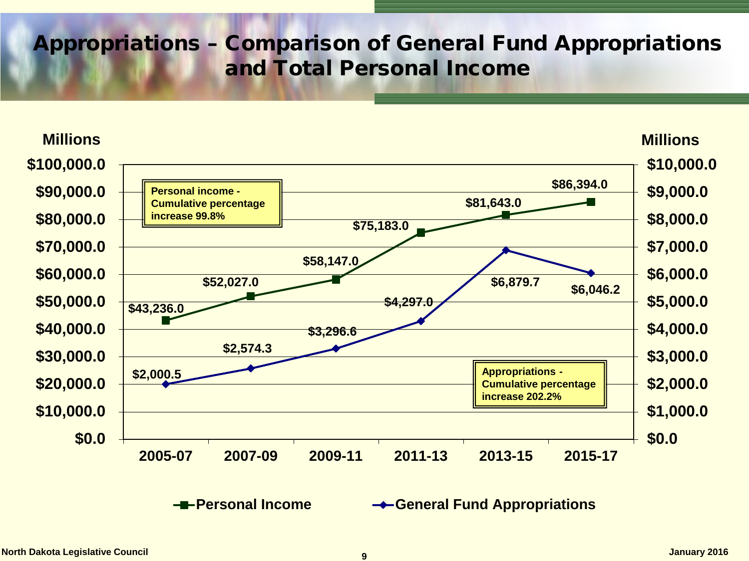# Appropriations – Comparison of General Fund Appropriations and Total Personal Income

| Biennium | Personal Income (Millions) | General Fund Appropriations (Millions) |
|---|---|---|
| 2005-07 | $43,236.0 | $2,000.5 |
| 2007-09 | $52,027.0 | $2,574.3 |
| 2009-11 | $58,147.0 | $3,296.6 |
| 2011-13 | $75,183.0 | $4,297.0 |
| 2013-15 | $81,643.0 | $6,879.7 |
| 2015-17 | $86,394.0 | $6,046.2 |

Personal income - Cumulative percentage increase 99.8%

Appropriations - Cumulative percentage increase 202.2%

North Dakota Legislative Council

January 2016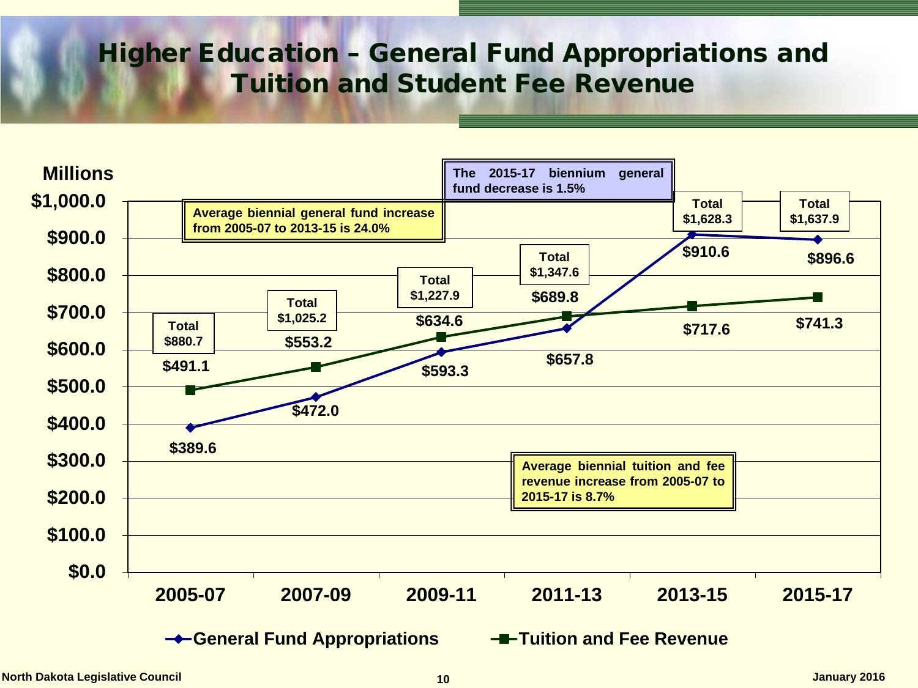# Higher Education – General Fund Appropriations and Tuition and Student Fee Revenue

Millions

| Biennium | General Fund Appropriations | Tuition and Fee Revenue | Total |
|---|---|---|---|
| 2005-07 | $389.6 | $491.1 | $880.7 |
| 2007-09 | $472.0 | $553.2 | $1,025.2 |
| 2009-11 | $593.3 | $634.6 | $1,227.9 |
| 2011-13 | $657.8 | $689.8 | $1,347.6 |
| 2013-15 | $910.6 | $717.6 | $1,628.3 |
| 2015-17 | $896.6 | $741.3 | $1,637.9 |

**Average biennial general fund increase from 2005-07 to 2013-15 is 24.0%**

**The 2015-17 biennium general fund decrease is 1.5%**

**Average biennial tuition and fee revenue increase from 2005-07 to 2015-17 is 8.7%**

North Dakota Legislative Council

January 2016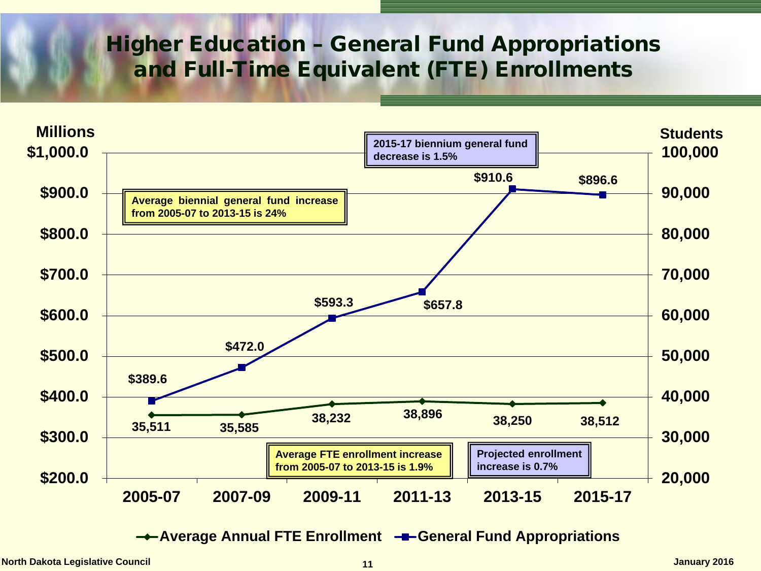# Higher Education – General Fund Appropriations and Full-Time Equivalent (FTE) Enrollments

| Biennium | General Fund Appropriations (Millions) | Average Annual FTE Enrollment (Students) |
| --- | --- | --- |
| 2005-07 | $389.6 | 35,511 |
| 2007-09 | $472.0 | 35,585 |
| 2009-11 | $593.3 | 38,232 |
| 2011-13 | $657.8 | 38,896 |
| 2013-15 | $910.6 | 38,250 |
| 2015-17 | $896.6 | 38,512 |

**2015-17 biennium general fund decrease is 1.5%**

**Average biennial general fund increase from 2005-07 to 2013-15 is 24%**

**Average FTE enrollment increase from 2005-07 to 2013-15 is 1.9%**

**Projected enrollment increase is 0.7%**

North Dakota Legislative Council

January 2016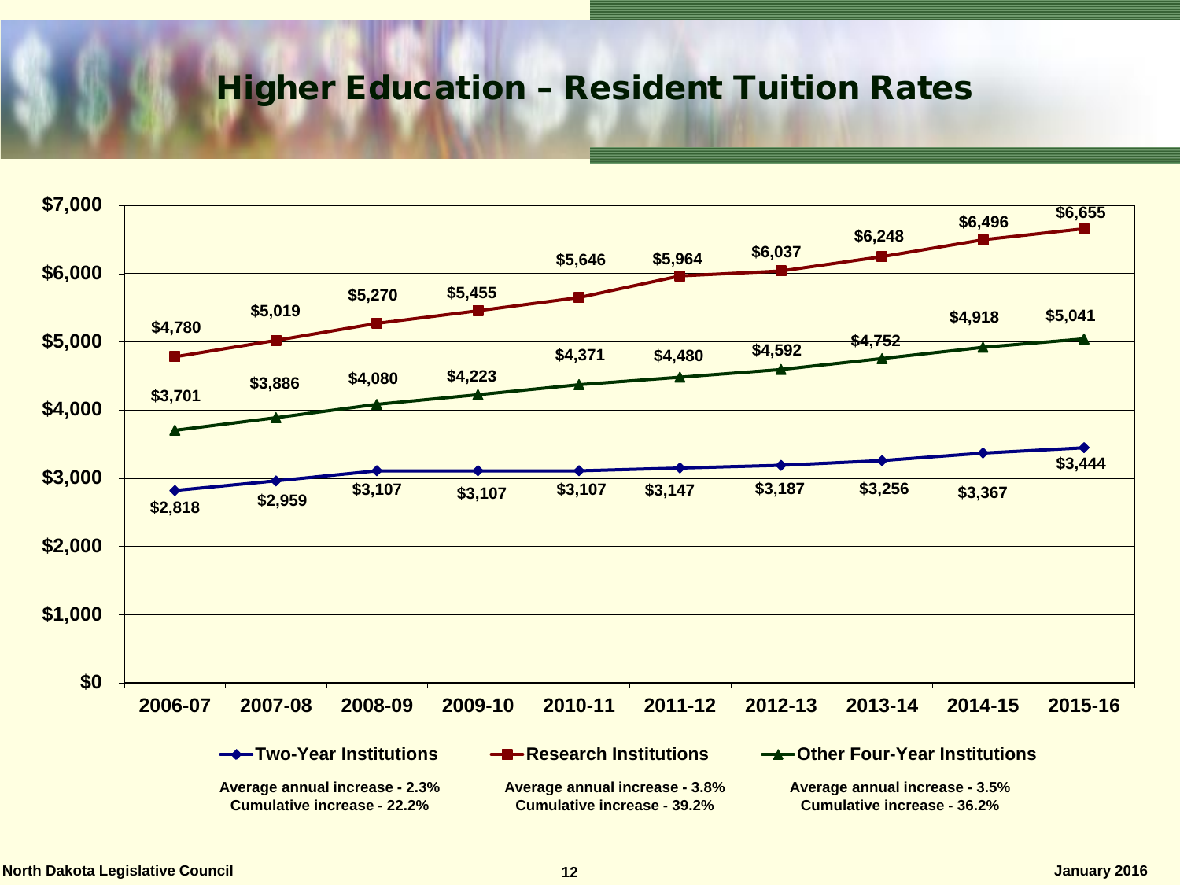# Higher Education – Resident Tuition Rates

| | 2006-07 | 2007-08 | 2008-09 | 2009-10 | 2010-11 | 2011-12 | 2012-13 | 2013-14 | 2014-15 | 2015-16 |
|---|---|---|---|---|---|---|---|---|---|---|
| Two-Year Institutions | $2,818 | $2,959 | $3,107 | $3,107 | $3,107 | $3,147 | $3,187 | $3,256 | $3,367 | $3,444 |
| Research Institutions | $4,780 | $5,019 | $5,270 | $5,455 | $5,646 | $5,964 | $6,037 | $6,248 | $6,496 | $6,655 |
| Other Four-Year Institutions | $3,701 | $3,886 | $4,080 | $4,223 | $4,371 | $4,480 | $4,592 | $4,752 | $4,918 | $5,041 |

**Two-Year Institutions**
Average annual increase - 2.3%
Cumulative increase - 22.2%

**Research Institutions**
Average annual increase - 3.8%
Cumulative increase - 39.2%

**Other Four-Year Institutions**
Average annual increase - 3.5%
Cumulative increase - 36.2%

North Dakota Legislative Council

January 2016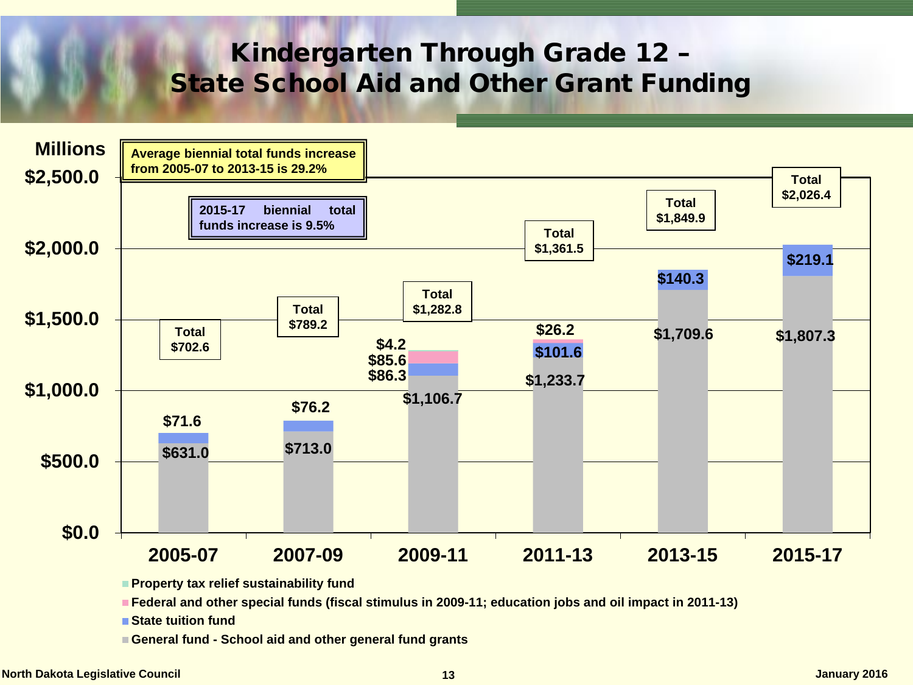# Kindergarten Through Grade 12 – State School Aid and Other Grant Funding

Millions

**Average biennial total funds increase from 2005-07 to 2013-15 is 29.2%**

**2015-17 biennial total funds increase is 9.5%**

| Biennium | General fund - School aid and other general fund grants | State tuition fund | Federal and other special funds | Property tax relief sustainability fund | Total |
|---|---|---|---|---|---|
| 2005-07 | $631.0 | $71.6 | | | $702.6 |
| 2007-09 | $713.0 | $76.2 | | | $789.2 |
| 2009-11 | $1,106.7 | $86.3 | $85.6 | $4.2 | $1,282.8 |
| 2011-13 | $1,233.7 | $101.6 | $26.2 | | $1,361.5 |
| 2013-15 | $1,709.6 | $140.3 | | | $1,849.9 |
| 2015-17 | $1,807.3 | $219.1 | | | $2,026.4 |

- Property tax relief sustainability fund
- Federal and other special funds (fiscal stimulus in 2009-11; education jobs and oil impact in 2011-13)
- State tuition fund
- General fund - School aid and other general fund grants

North Dakota Legislative Council

January 2016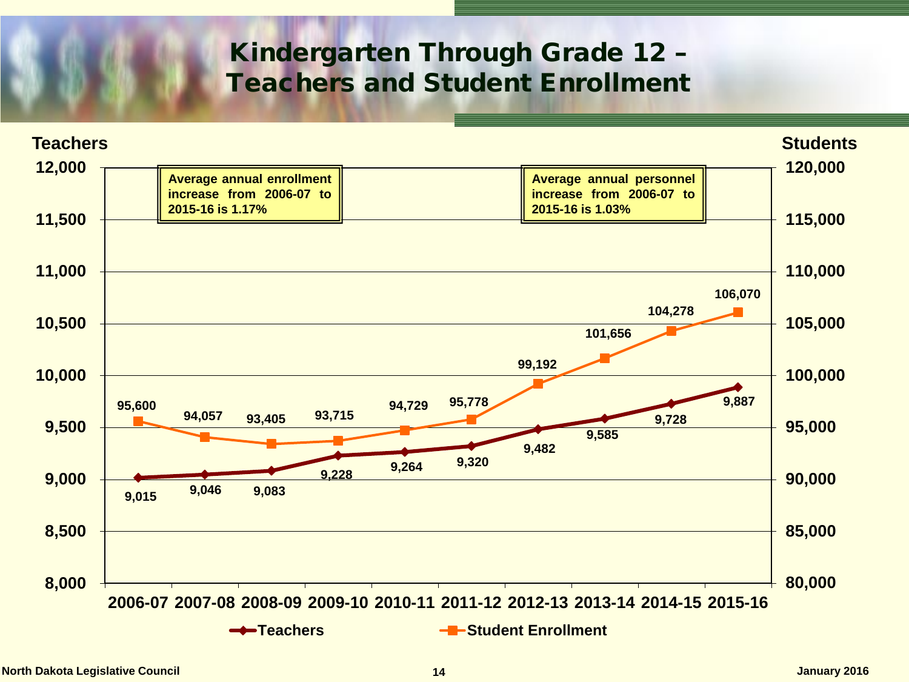# Kindergarten Through Grade 12 – Teachers and Student Enrollment

| School Year | Teachers | Student Enrollment |
|---|---|---|
| 2006-07 | 9,015 | 95,600 |
| 2007-08 | 9,046 | 94,057 |
| 2008-09 | 9,083 | 93,405 |
| 2009-10 | 9,228 | 93,715 |
| 2010-11 | 9,264 | 94,729 |
| 2011-12 | 9,320 | 95,778 |
| 2012-13 | 9,482 | 99,192 |
| 2013-14 | 9,585 | 101,656 |
| 2014-15 | 9,728 | 104,278 |
| 2015-16 | 9,887 | 106,070 |

**Average annual enrollment increase from 2006-07 to 2015-16 is 1.17%**

**Average annual personnel increase from 2006-07 to 2015-16 is 1.03%**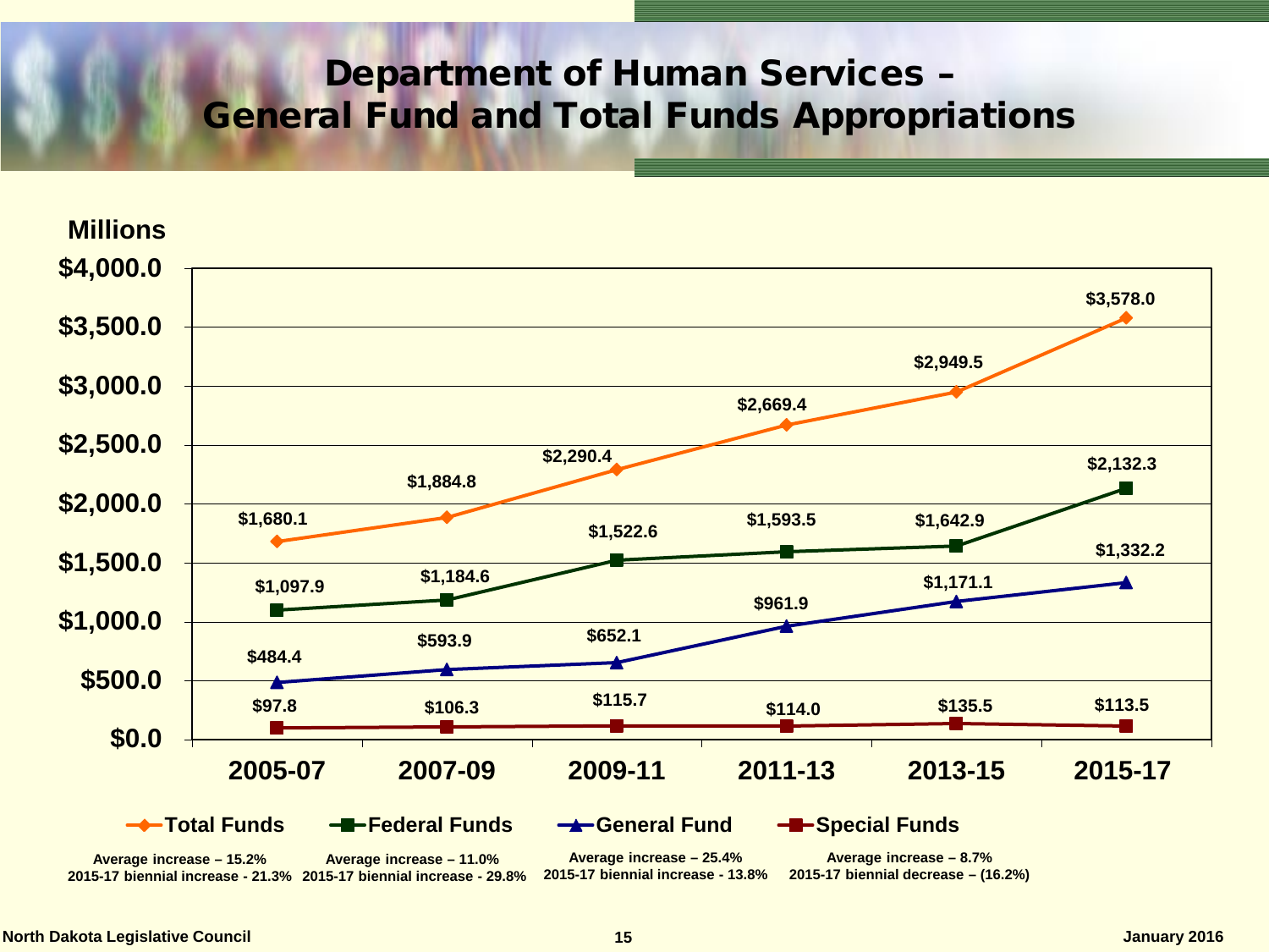# Department of Human Services – General Fund and Total Funds Appropriations

Millions

| | 2005-07 | 2007-09 | 2009-11 | 2011-13 | 2013-15 | 2015-17 |
|---|---|---|---|---|---|---|
| Total Funds | $1,680.1 | $1,884.8 | $2,290.4 | $2,669.4 | $2,949.5 | $3,578.0 |
| Federal Funds | $1,097.9 | $1,184.6 | $1,522.6 | $1,593.5 | $1,642.9 | $2,132.3 |
| General Fund | $484.4 | $593.9 | $652.1 | $961.9 | $1,171.1 | $1,332.2 |
| Special Funds | $97.8 | $106.3 | $115.7 | $114.0 | $135.5 | $113.5 |

**Total Funds**
Average increase – 15.2%
2015-17 biennial increase - 21.3%

**Federal Funds**
Average increase – 11.0%
2015-17 biennial increase - 29.8%

**General Fund**
Average increase – 25.4%
2015-17 biennial increase - 13.8%

**Special Funds**
Average increase – 8.7%
2015-17 biennial decrease – (16.2%)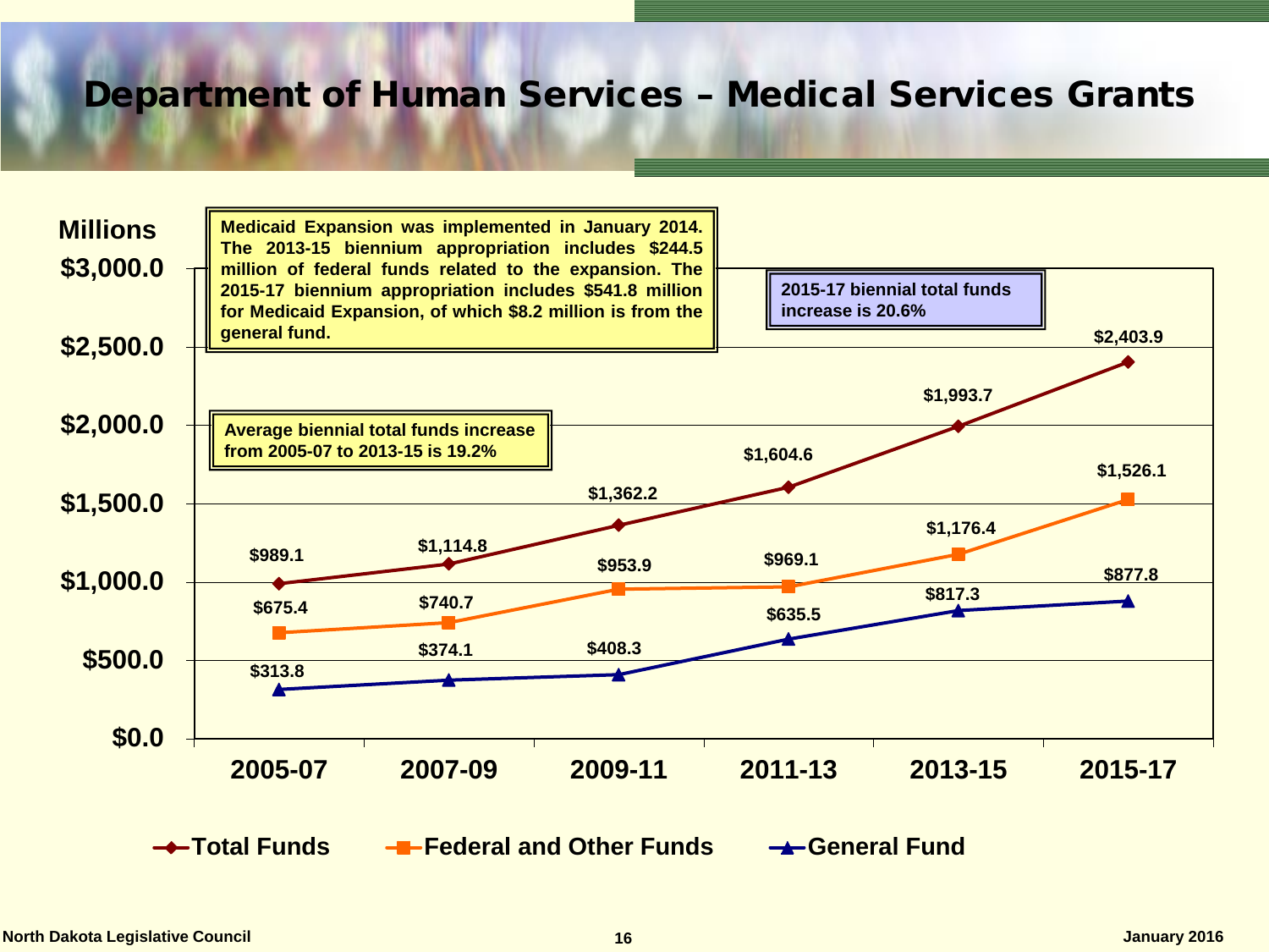# Department of Human Services – Medical Services Grants

Medicaid Expansion was implemented in January 2014. The 2013-15 biennium appropriation includes $244.5 million of federal funds related to the expansion. The 2015-17 biennium appropriation includes $541.8 million for Medicaid Expansion, of which $8.2 million is from the general fund.

2015-17 biennial total funds increase is 20.6%

Average biennial total funds increase from 2005-07 to 2013-15 is 19.2%

Millions

| Biennium | Total Funds | Federal and Other Funds | General Fund |
|---|---|---|---|
| 2005-07 | $989.1 | $675.4 | $313.8 |
| 2007-09 | $1,114.8 | $740.7 | $374.1 |
| 2009-11 | $1,362.2 | $953.9 | $408.3 |
| 2011-13 | $1,604.6 | $969.1 | $635.5 |
| 2013-15 | $1,993.7 | $1,176.4 | $817.3 |
| 2015-17 | $2,403.9 | $1,526.1 | $877.8 |

North Dakota Legislative Council

January 2016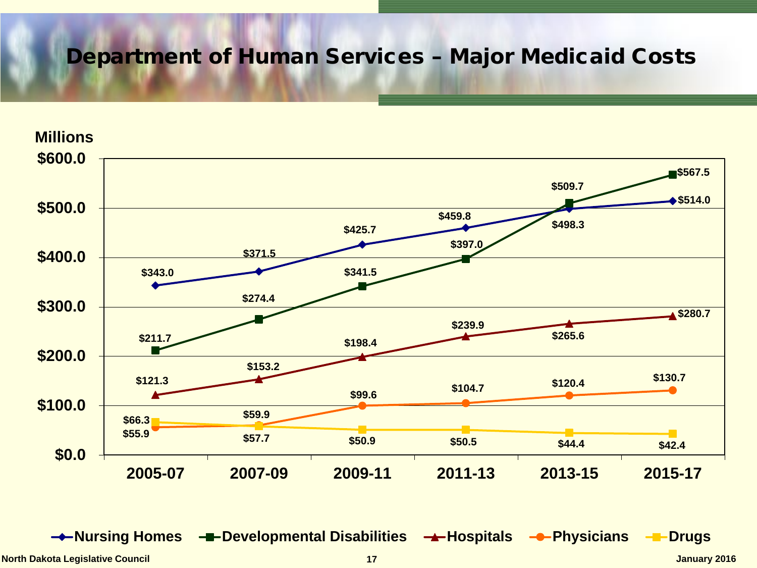# Department of Human Services – Major Medicaid Costs

Millions

| | 2005-07 | 2007-09 | 2009-11 | 2011-13 | 2013-15 | 2015-17 |
|---|---|---|---|---|---|---|
| Nursing Homes | $343.0 | $371.5 | $425.7 | $459.8 | $498.3 | $514.0 |
| Developmental Disabilities | $211.7 | $274.4 | $341.5 | $397.0 | $509.7 | $567.5 |
| Hospitals | $121.3 | $153.2 | $198.4 | $239.9 | $265.6 | $280.7 |
| Physicians | $55.9 | $59.9 | $99.6 | $104.7 | $120.4 | $130.7 |
| Drugs | $66.3 | $57.7 | $50.9 | $50.5 | $44.4 | $42.4 |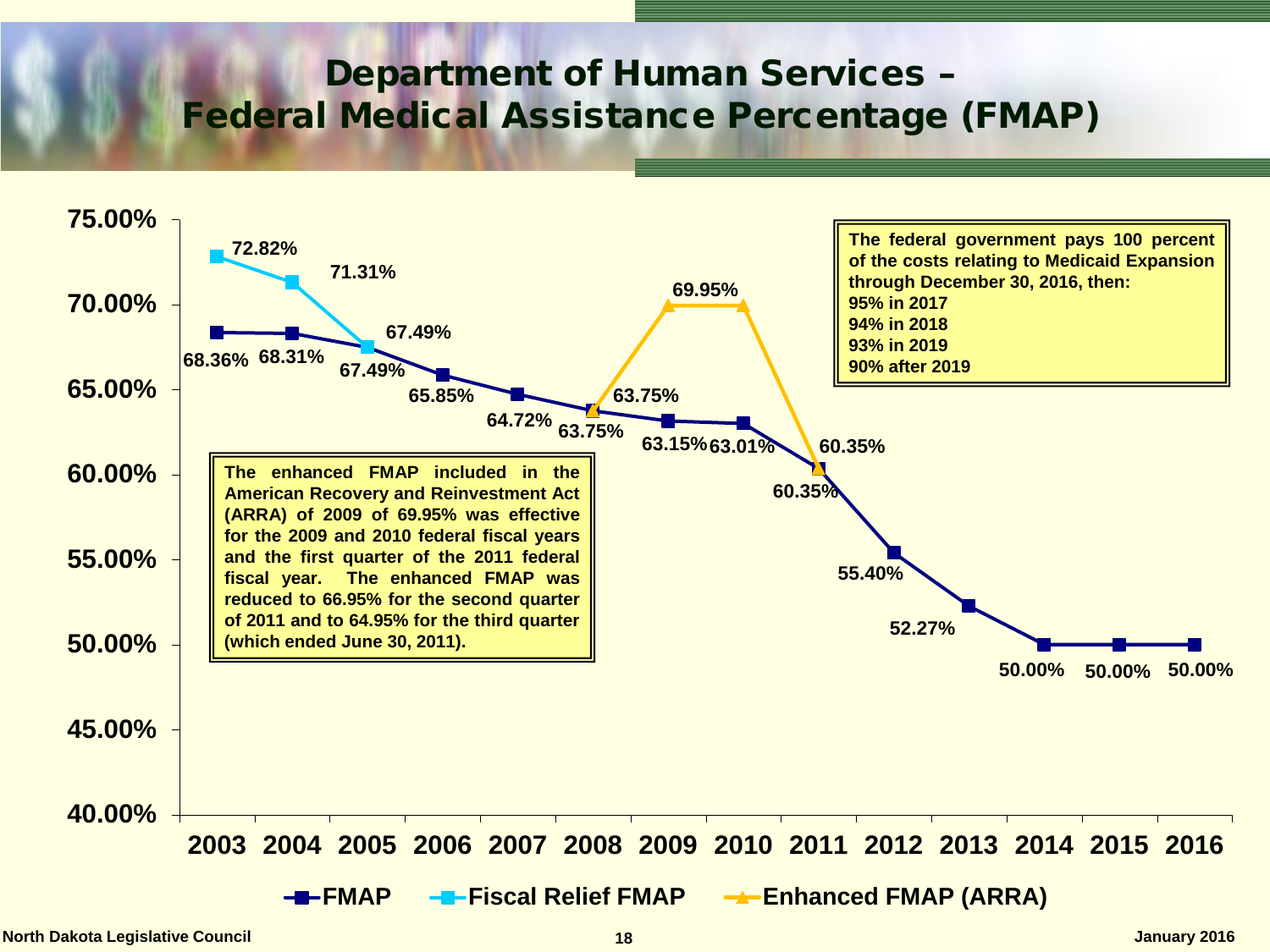# Department of Human Services – Federal Medical Assistance Percentage (FMAP)

| Year | FMAP | Fiscal Relief FMAP | Enhanced FMAP (ARRA) |
|---|---|---|---|
| 2003 | 68.36% | 72.82% | |
| 2004 | 68.31% | 71.31% | |
| 2005 | 67.49% | 67.49% | |
| 2006 | 65.85% | | |
| 2007 | 64.72% | | |
| 2008 | 63.75% | | 63.75% |
| 2009 | 63.15% | | 69.95% |
| 2010 | 63.01% | | 69.95% |
| 2011 | 60.35% | | 60.35% |
| 2012 | 55.40% | | |
| 2013 | 52.27% | | |
| 2014 | 50.00% | | |
| 2015 | 50.00% | | |
| 2016 | 50.00% | | |

**The enhanced FMAP included in the American Recovery and Reinvestment Act (ARRA) of 2009 of 69.95% was effective for the 2009 and 2010 federal fiscal years and the first quarter of the 2011 federal fiscal year. The enhanced FMAP was reduced to 66.95% for the second quarter of 2011 and to 64.95% for the third quarter (which ended June 30, 2011).**

**The federal government pays 100 percent of the costs relating to Medicaid Expansion through December 30, 2016, then:**
**95% in 2017**
**94% in 2018**
**93% in 2019**
**90% after 2019**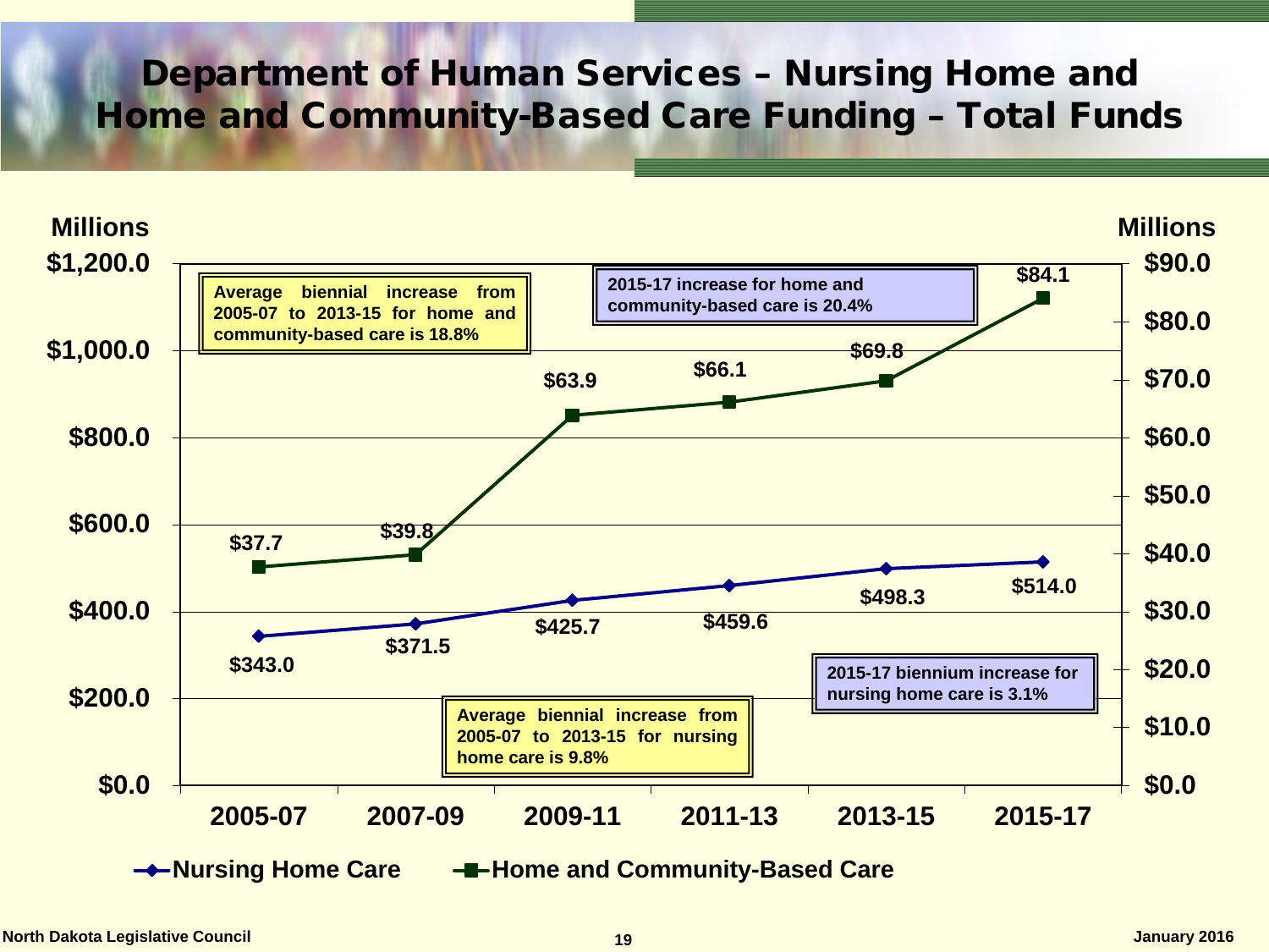# Department of Human Services – Nursing Home and Home and Community-Based Care Funding – Total Funds

| Biennium | Nursing Home Care (Millions) | Home and Community-Based Care (Millions) |
| --- | --- | --- |
| 2005-07 | $343.0 | $37.7 |
| 2007-09 | $371.5 | $39.8 |
| 2009-11 | $425.7 | $63.9 |
| 2011-13 | $459.6 | $66.1 |
| 2013-15 | $498.3 | $69.8 |
| 2015-17 | $514.0 | $84.1 |

Average biennial increase from 2005-07 to 2013-15 for home and community-based care is 18.8%

2015-17 increase for home and community-based care is 20.4%

Average biennial increase from 2005-07 to 2013-15 for nursing home care is 9.8%

2015-17 biennium increase for nursing home care is 3.1%

North Dakota Legislative Council

January 2016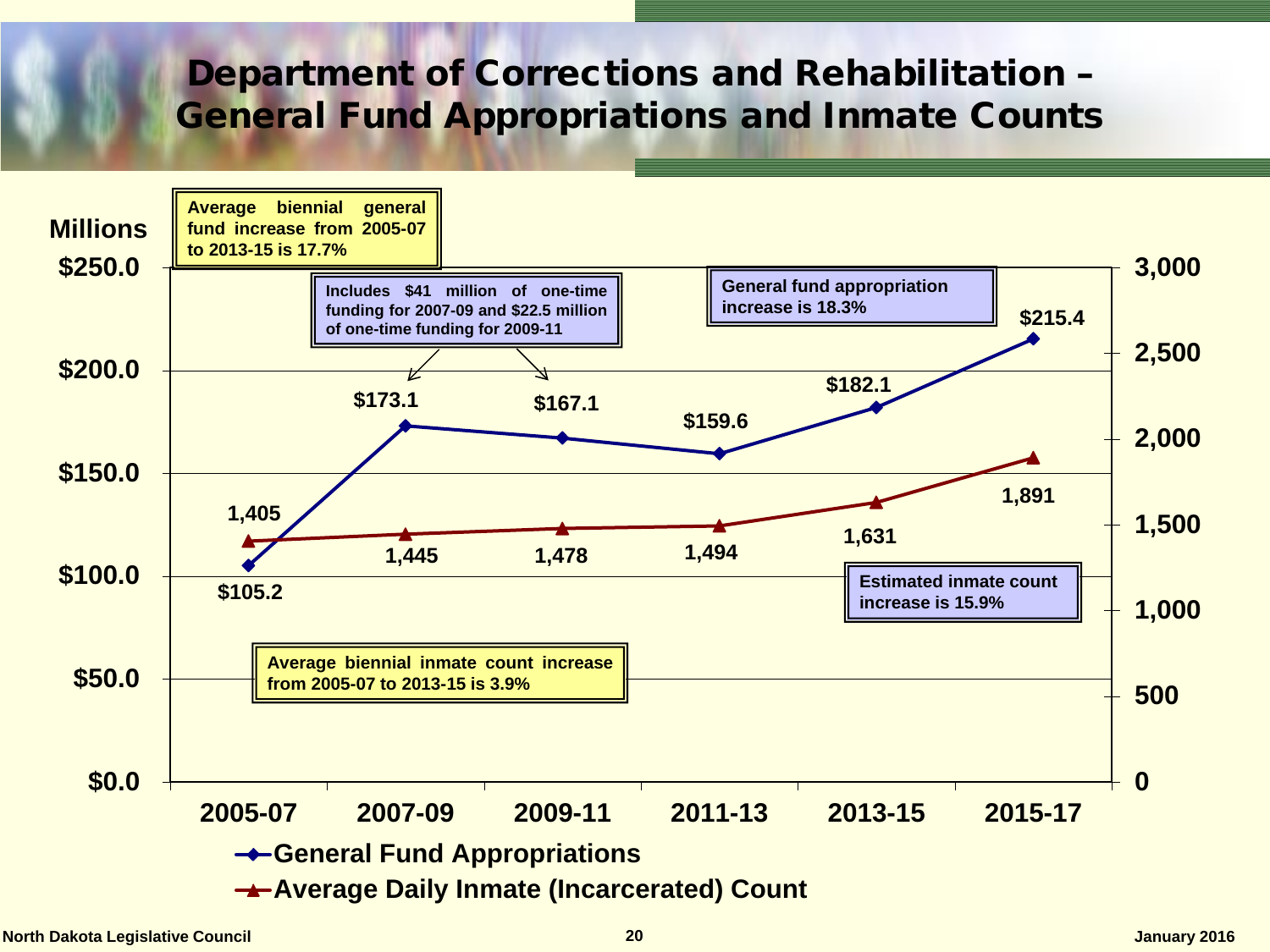# Department of Corrections and Rehabilitation – General Fund Appropriations and Inmate Counts

| Biennium | General Fund Appropriations (Millions) | Average Daily Inmate (Incarcerated) Count |
| --- | --- | --- |
| 2005-07 | $105.2 | 1,405 |
| 2007-09 | $173.1 | 1,445 |
| 2009-11 | $167.1 | 1,478 |
| 2011-13 | $159.6 | 1,494 |
| 2013-15 | $182.1 | 1,631 |
| 2015-17 | $215.4 | 1,891 |

**Average biennial general fund increase from 2005-07 to 2013-15 is 17.7%**

**Includes $41 million of one-time funding for 2007-09 and $22.5 million of one-time funding for 2009-11**

**General fund appropriation increase is 18.3%**

**Estimated inmate count increase is 15.9%**

**Average biennial inmate count increase from 2005-07 to 2013-15 is 3.9%**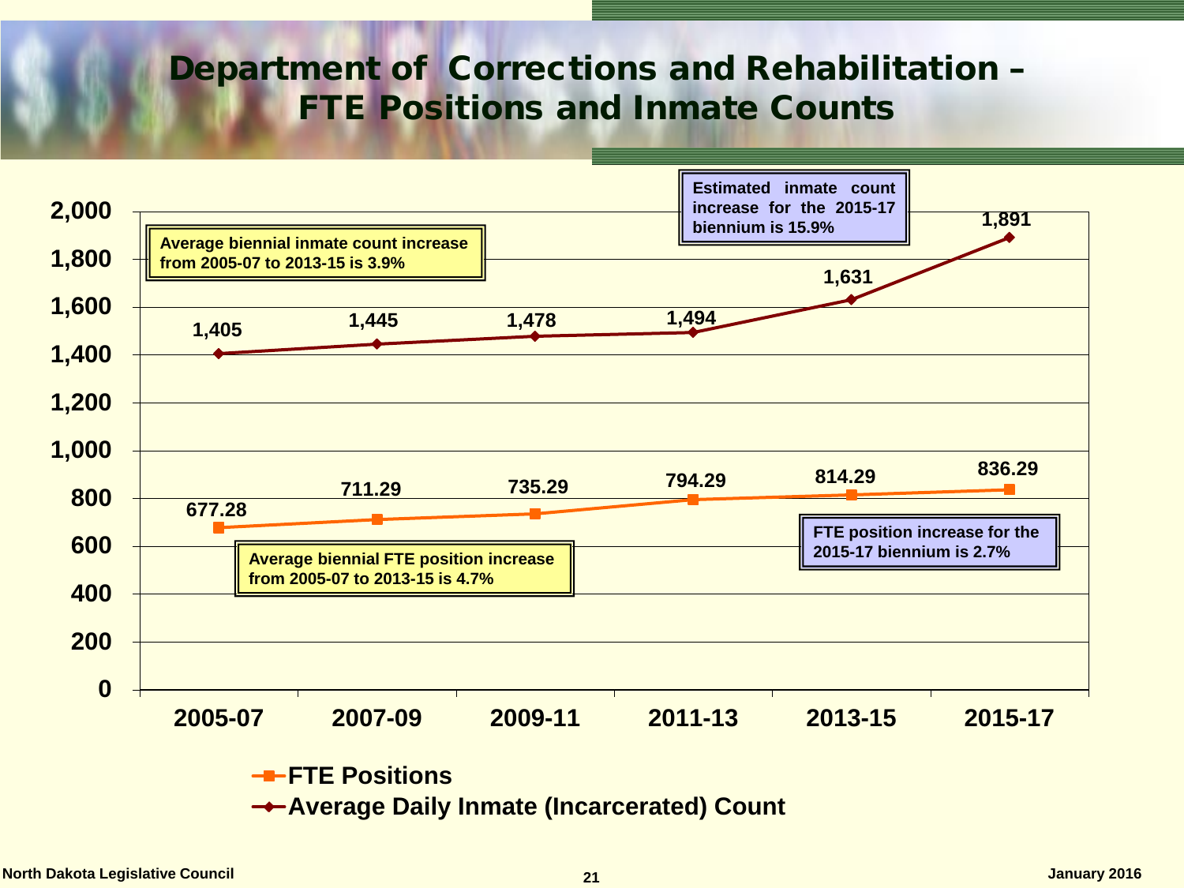# Department of Corrections and Rehabilitation – FTE Positions and Inmate Counts

| Biennium | FTE Positions | Average Daily Inmate (Incarcerated) Count |
|---|---|---|
| 2005-07 | 677.28 | 1,405 |
| 2007-09 | 711.29 | 1,445 |
| 2009-11 | 735.29 | 1,478 |
| 2011-13 | 794.29 | 1,494 |
| 2013-15 | 814.29 | 1,631 |
| 2015-17 | 836.29 | 1,891 |

**Average biennial inmate count increase from 2005-07 to 2013-15 is 3.9%**

**Estimated inmate count increase for the 2015-17 biennium is 15.9%**

**Average biennial FTE position increase from 2005-07 to 2013-15 is 4.7%**

**FTE position increase for the 2015-17 biennium is 2.7%**

North Dakota Legislative Council

January 2016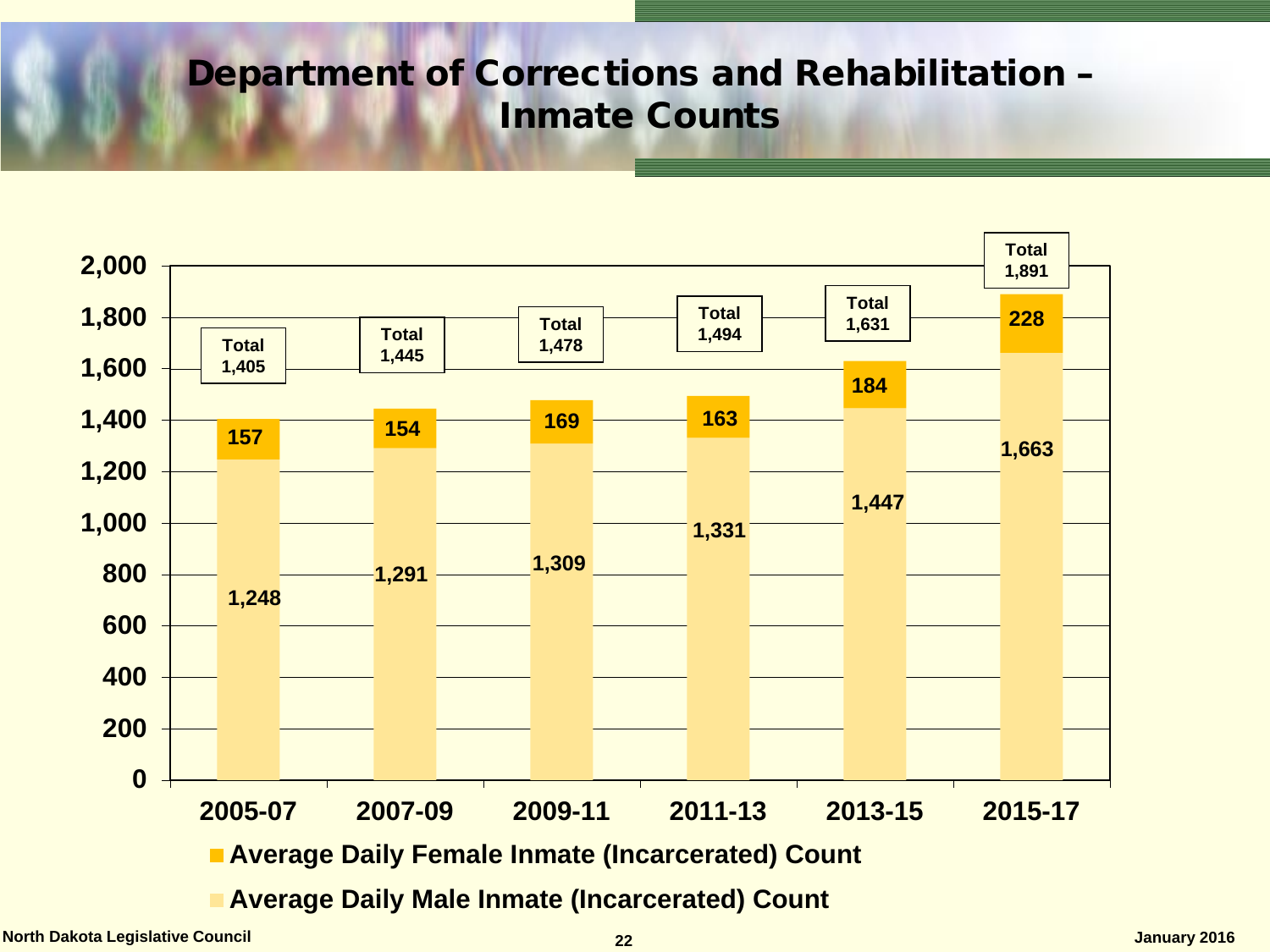# Department of Corrections and Rehabilitation – Inmate Counts

| Biennium | Average Daily Male Inmate (Incarcerated) Count | Average Daily Female Inmate (Incarcerated) Count | Total |
| --- | --- | --- | --- |
| 2005-07 | 1,248 | 157 | 1,405 |
| 2007-09 | 1,291 | 154 | 1,445 |
| 2009-11 | 1,309 | 169 | 1,478 |
| 2011-13 | 1,331 | 163 | 1,494 |
| 2013-15 | 1,447 | 184 | 1,631 |
| 2015-17 | 1,663 | 228 | 1,891 |

North Dakota Legislative Council

January 2016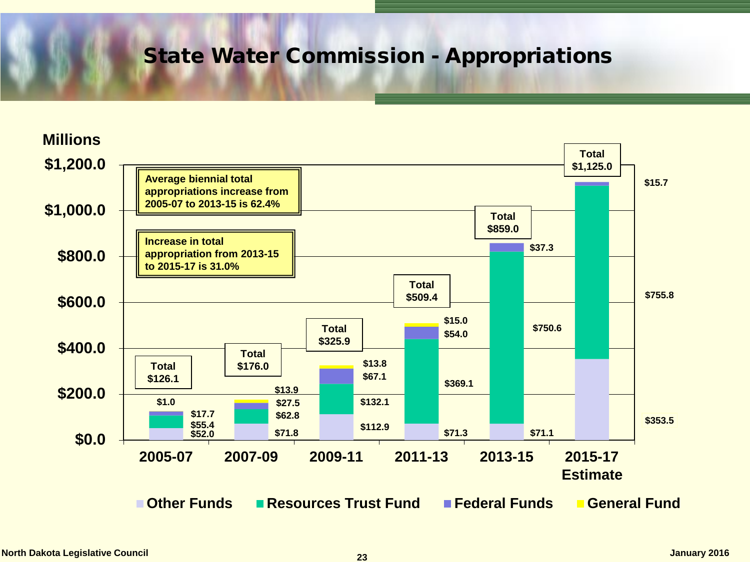# State Water Commission - Appropriations

Millions

Average biennial total appropriations increase from 2005-07 to 2013-15 is 62.4%

Increase in total appropriation from 2013-15 to 2015-17 is 31.0%

| Biennium | Other Funds | Resources Trust Fund | Federal Funds | General Fund | Total |
|---|---|---|---|---|---|
| 2005-07 | $52.0 | $55.4 | $17.7 | $1.0 | $126.1 |
| 2007-09 | $71.8 | $62.8 | $27.5 | $13.9 | $176.0 |
| 2009-11 | $112.9 | $132.1 | $67.1 | $13.8 | $325.9 |
| 2011-13 | $71.3 | $369.1 | $54.0 | $15.0 | $509.4 |
| 2013-15 | $71.1 | $750.6 | $37.3 | | $859.0 |
| 2015-17 Estimate | $353.5 | $755.8 | $15.7 | | $1,125.0 |

North Dakota Legislative Council

January 2016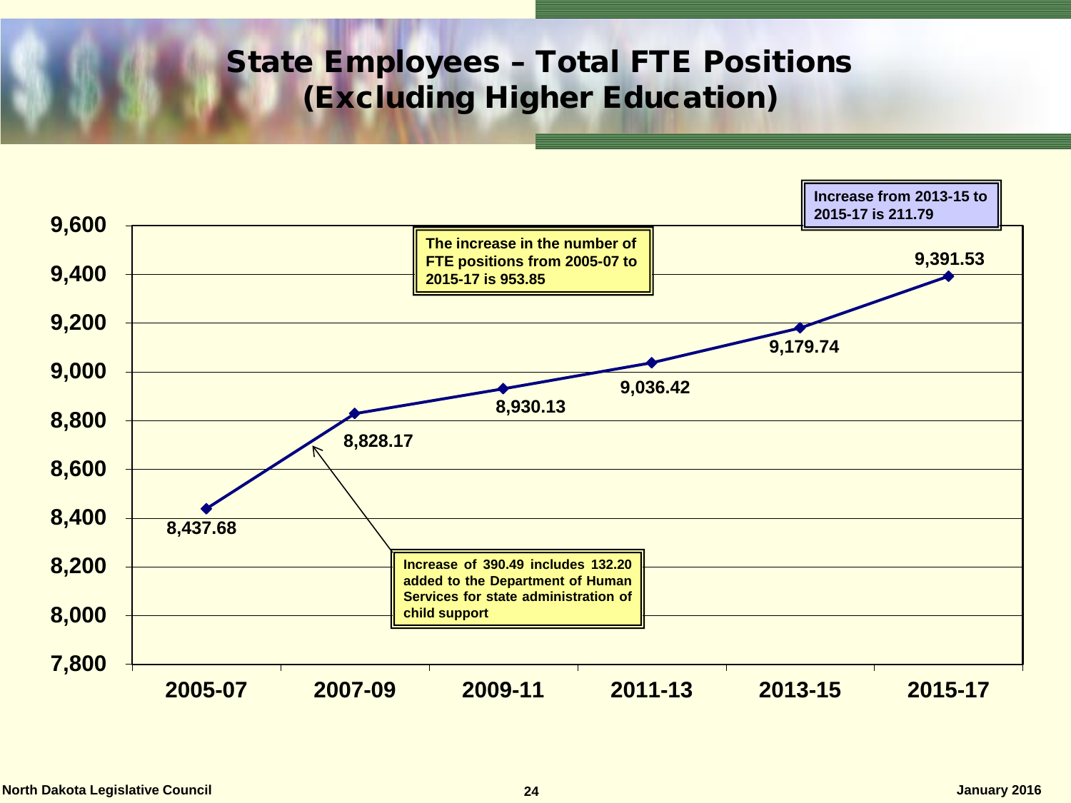# State Employees – Total FTE Positions (Excluding Higher Education)

| Biennium | FTE Positions |
| --- | --- |
| 2005-07 | 8,437.68 |
| 2007-09 | 8,828.17 |
| 2009-11 | 8,930.13 |
| 2011-13 | 9,036.42 |
| 2013-15 | 9,179.74 |
| 2015-17 | 9,391.53 |

**The increase in the number of FTE positions from 2005-07 to 2015-17 is 953.85**

**Increase from 2013-15 to 2015-17 is 211.79**

**Increase of 390.49 includes 132.20 added to the Department of Human Services for state administration of child support**

North Dakota Legislative Council — January 2016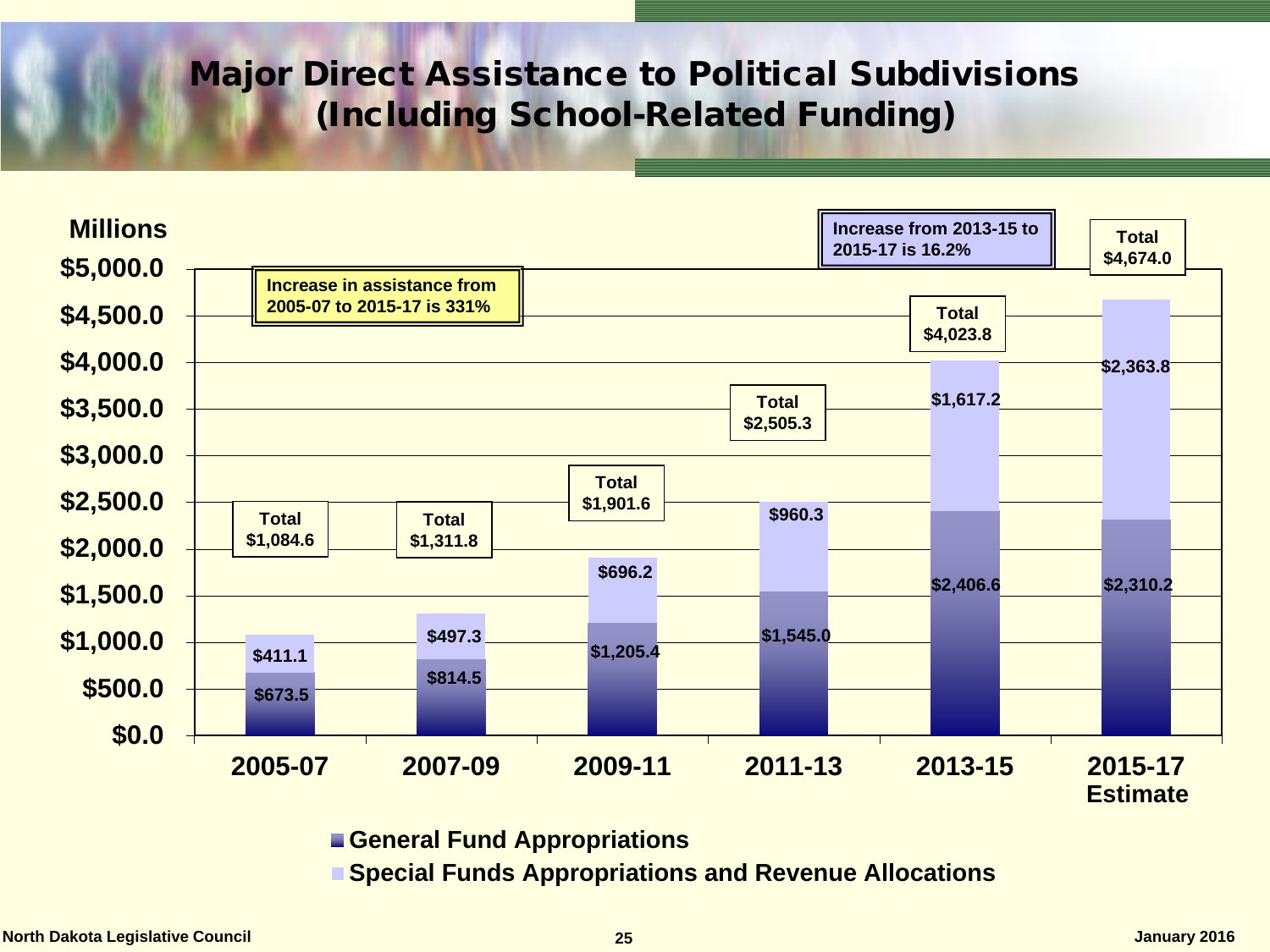# Major Direct Assistance to Political Subdivisions (Including School-Related Funding)

Millions

| Biennium | General Fund Appropriations | Special Funds Appropriations and Revenue Allocations | Total |
|---|---|---|---|
| 2005-07 | $673.5 | $411.1 | $1,084.6 |
| 2007-09 | $814.5 | $497.3 | $1,311.8 |
| 2009-11 | $1,205.4 | $696.2 | $1,901.6 |
| 2011-13 | $1,545.0 | $960.3 | $2,505.3 |
| 2013-15 | $2,406.6 | $1,617.2 | $4,023.8 |
| 2015-17 Estimate | $2,310.2 | $2,363.8 | $4,674.0 |

Increase in assistance from 2005-07 to 2015-17 is 331%

Increase from 2013-15 to 2015-17 is 16.2%

North Dakota Legislative Council

January 2016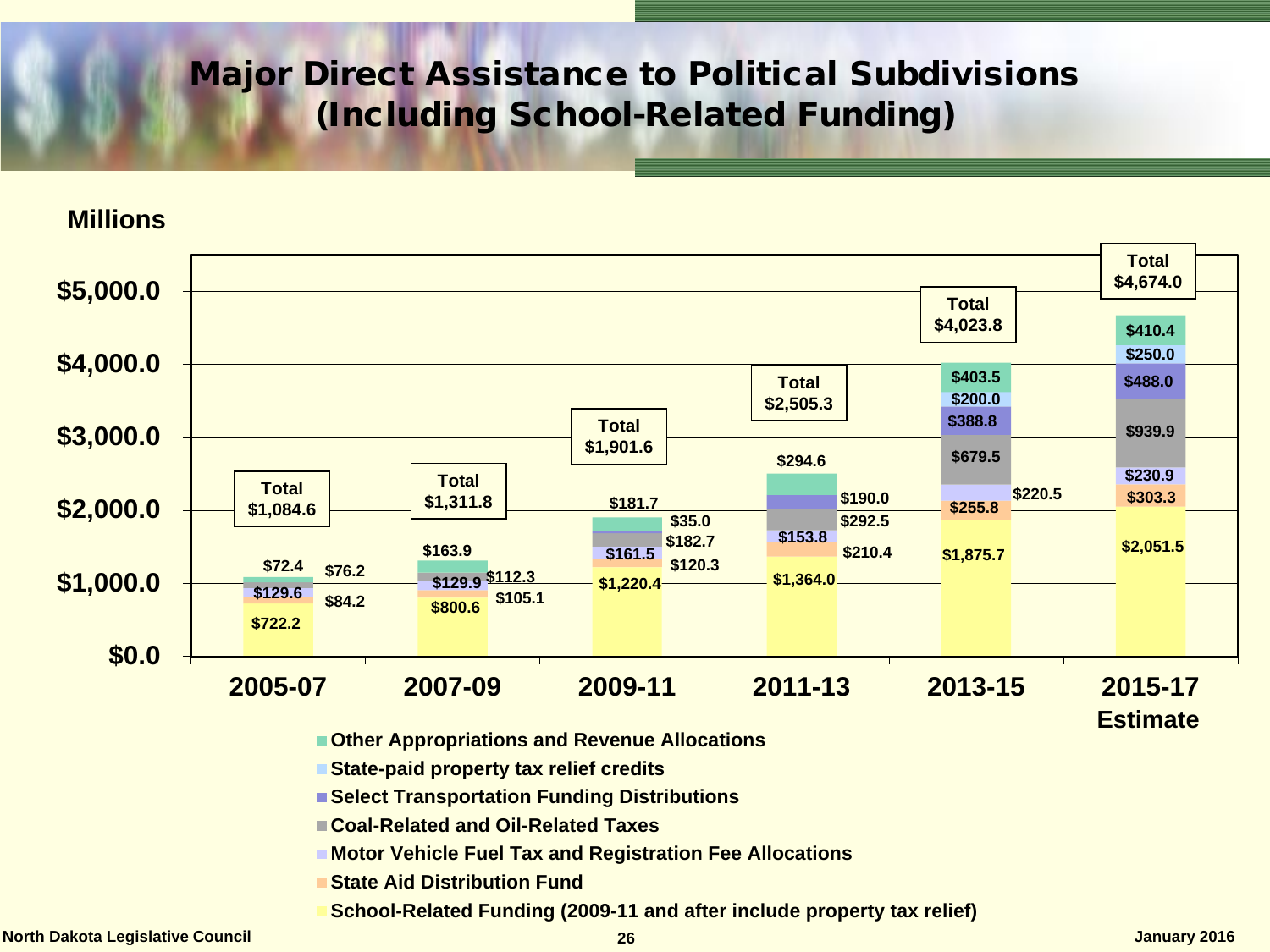# Major Direct Assistance to Political Subdivisions (Including School-Related Funding)

Millions

$5,000.0
$4,000.0
$3,000.0
$2,000.0
$1,000.0
$0.0

2005-07
Total $1,084.6
$72.4
$76.2
$129.6
$84.2
$722.2

2007-09
Total $1,311.8
$163.9
$129.9
$112.3
$105.1
$800.6

2009-11
Total $1,901.6
$181.7
$35.0
$182.7
$161.5
$120.3
$1,220.4

2011-13
Total $2,505.3
$294.6
$190.0
$292.5
$153.8
$210.4
$1,364.0

2013-15
Total $4,023.8
$403.5
$200.0
$388.8
$679.5
$220.5
$255.8
$1,875.7

2015-17 Estimate
Total $4,674.0
$410.4
$250.0
$488.0
$939.9
$230.9
$303.3
$2,051.5

- Other Appropriations and Revenue Allocations
- State-paid property tax relief credits
- Select Transportation Funding Distributions
- Coal-Related and Oil-Related Taxes
- Motor Vehicle Fuel Tax and Registration Fee Allocations
- State Aid Distribution Fund
- School-Related Funding (2009-11 and after include property tax relief)

North Dakota Legislative Council

January 2016